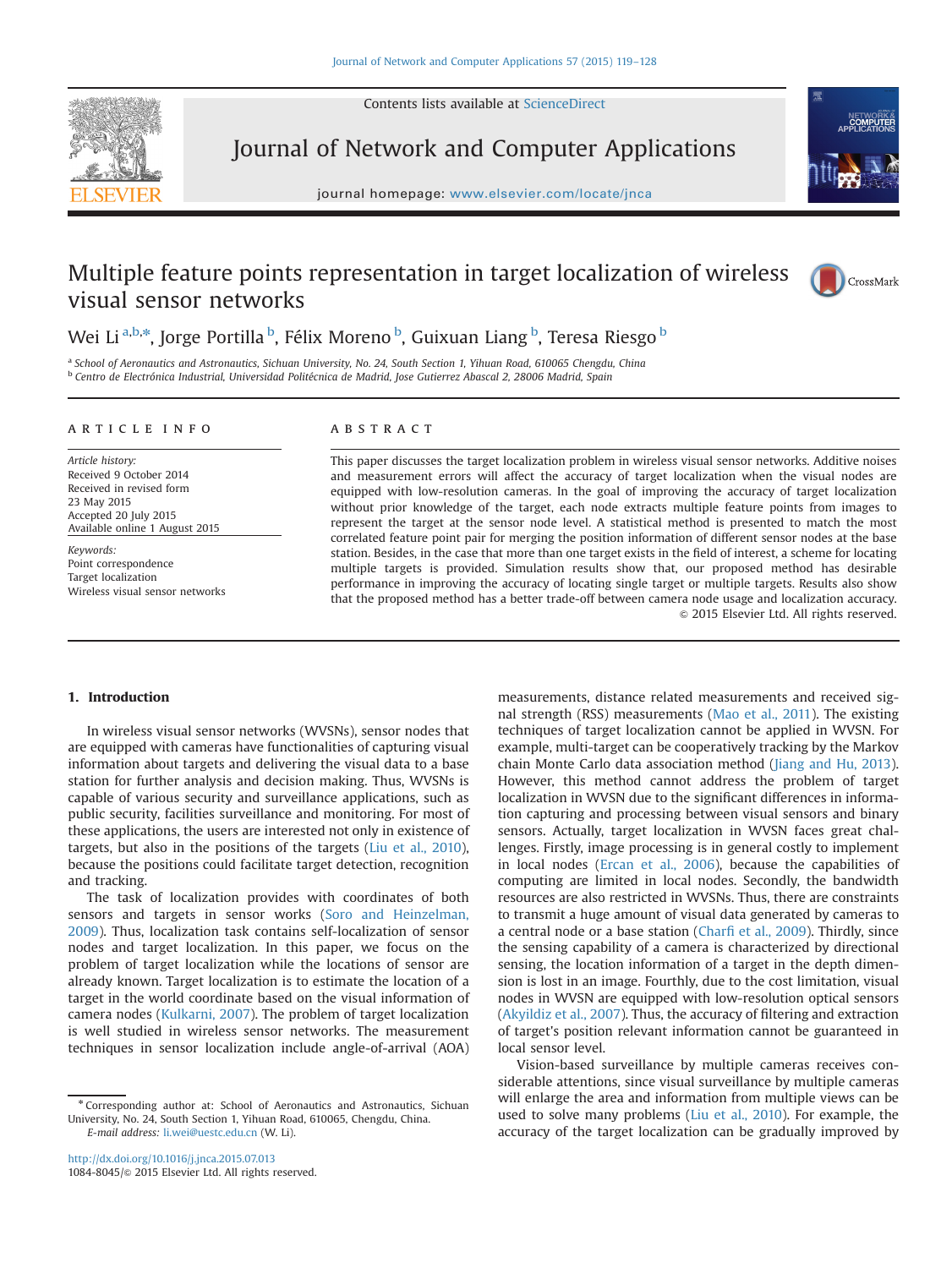# Multiple feature points representation in target localization of wireless visual sensor networks

Wei Li [a,b,*], Jorge Portilla [b], Félix Moreno [b], Guixuan Liang [b], Teresa Riesgo [b]

[a] School of Aeronautics and Astronautics, Sichuan University, No. 24, South Section 1, Yihuan Road, 610065 Chengdu, China
[b] Centro de Electrónica Industrial, Universidad Politécnica de Madrid, Jose Gutierrez Abascal 2, 28006 Madrid, Spain

## ARTICLE INFO

*Article history:*
Received 9 October 2014
Received in revised form
23 May 2015
Accepted 20 July 2015
Available online 1 August 2015

*Keywords:*
Point correspondence
Target localization
Wireless visual sensor networks

## ABSTRACT

This paper discusses the target localization problem in wireless visual sensor networks. Additive noises and measurement errors will affect the accuracy of target localization when the visual nodes are equipped with low-resolution cameras. In the goal of improving the accuracy of target localization without prior knowledge of the target, each node extracts multiple feature points from images to represent the target at the sensor node level. A statistical method is presented to match the most correlated feature point pair for merging the position information of different sensor nodes at the base station. Besides, in the case that more than one target exists in the field of interest, a scheme for locating multiple targets is provided. Simulation results show that, our proposed method has desirable performance in improving the accuracy of locating single target or multiple targets. Results also show that the proposed method has a better trade-off between camera node usage and localization accuracy.

© 2015 Elsevier Ltd. All rights reserved.

## 1. Introduction

In wireless visual sensor networks (WVSNs), sensor nodes that are equipped with cameras have functionalities of capturing visual information about targets and delivering the visual data to a base station for further analysis and decision making. Thus, WVSNs is capable of various security and surveillance applications, such as public security, facilities surveillance and monitoring. For most of these applications, the users are interested not only in existence of targets, but also in the positions of the targets (Liu et al., 2010), because the positions could facilitate target detection, recognition and tracking.

The task of localization provides with coordinates of both sensors and targets in sensor works (Soro and Heinzelman, 2009). Thus, localization task contains self-localization of sensor nodes and target localization. In this paper, we focus on the problem of target localization while the locations of sensor are already known. Target localization is to estimate the location of a target in the world coordinate based on the visual information of camera nodes (Kulkarni, 2007). The problem of target localization is well studied in wireless sensor networks. The measurement techniques in sensor localization include angle-of-arrival (AOA) measurements, distance related measurements and received signal strength (RSS) measurements (Mao et al., 2011). The existing techniques of target localization cannot be applied in WVSN. For example, multi-target can be cooperatively tracking by the Markov chain Monte Carlo data association method (Jiang and Hu, 2013). However, this method cannot address the problem of target localization in WVSN due to the significant differences in information capturing and processing between visual sensors and binary sensors. Actually, target localization in WVSN faces great challenges. Firstly, image processing is in general costly to implement in local nodes (Ercan et al., 2006), because the capabilities of computing are limited in local nodes. Secondly, the bandwidth resources are also restricted in WVSNs. Thus, there are constraints to transmit a huge amount of visual data generated by cameras to a central node or a base station (Charfi et al., 2009). Thirdly, since the sensing capability of a camera is characterized by directional sensing, the location information of a target in the depth dimension is lost in an image. Fourthly, due to the cost limitation, visual nodes in WVSN are equipped with low-resolution optical sensors (Akyildiz et al., 2007). Thus, the accuracy of filtering and extraction of target's position relevant information cannot be guaranteed in local sensor level.

Vision-based surveillance by multiple cameras receives considerable attentions, since visual surveillance by multiple cameras will enlarge the area and information from multiple views can be used to solve many problems (Liu et al., 2010). For example, the accuracy of the target localization can be gradually improved by

---

* Corresponding author at: School of Aeronautics and Astronautics, Sichuan University, No. 24, South Section 1, Yihuan Road, 610065, Chengdu, China.
*E-mail address:* li.wei@uestc.edu.cn (W. Li).

http://dx.doi.org/10.1016/j.jnca.2015.07.013
1084-8045/© 2015 Elsevier Ltd. All rights reserved.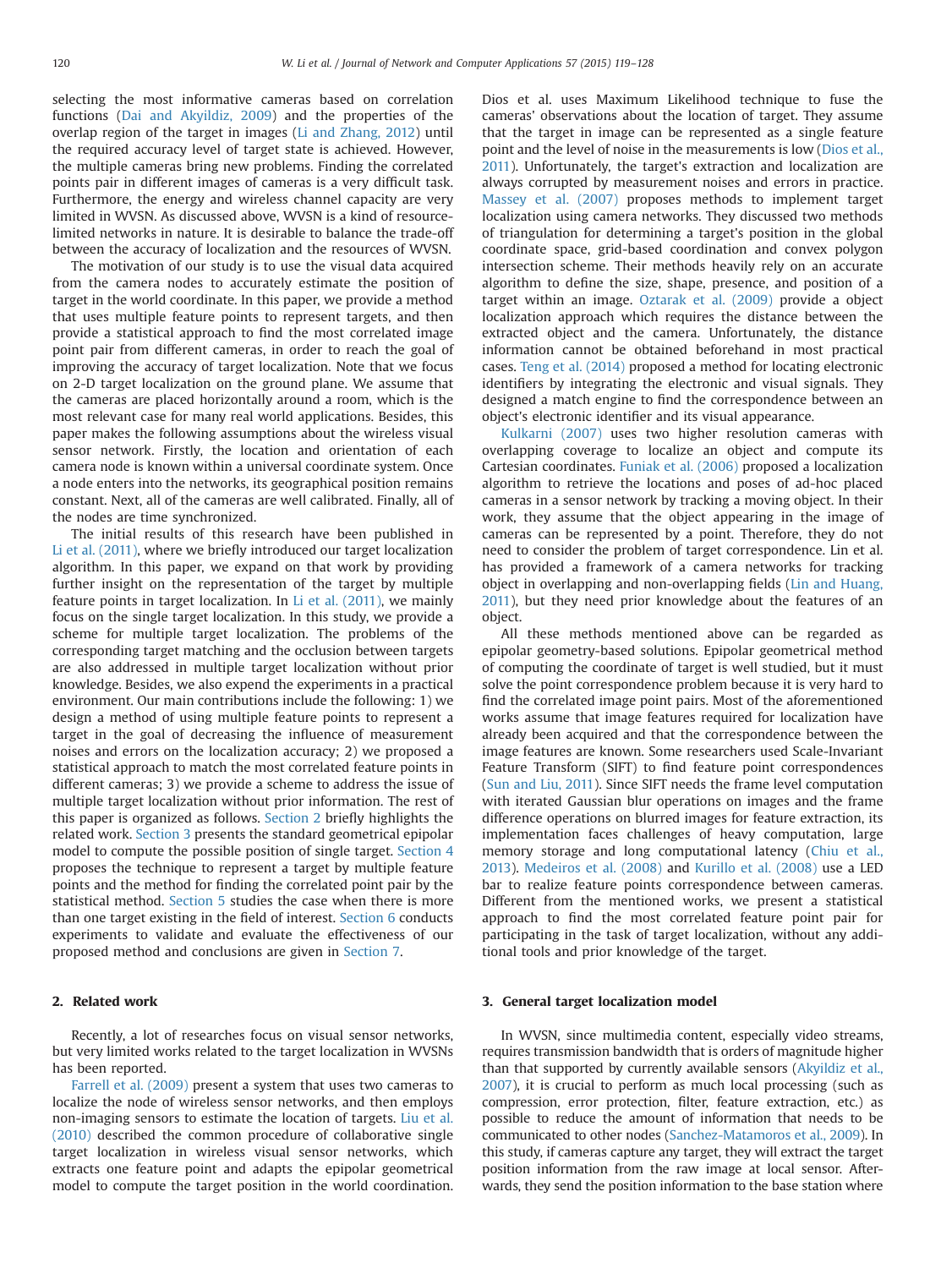selecting the most informative cameras based on correlation functions (Dai and Akyildiz, 2009) and the properties of the overlap region of the target in images (Li and Zhang, 2012) until the required accuracy level of target state is achieved. However, the multiple cameras bring new problems. Finding the correlated points pair in different images of cameras is a very difficult task. Furthermore, the energy and wireless channel capacity are very limited in WVSN. As discussed above, WVSN is a kind of resource-limited networks in nature. It is desirable to balance the trade-off between the accuracy of localization and the resources of WVSN.

The motivation of our study is to use the visual data acquired from the camera nodes to accurately estimate the position of target in the world coordinate. In this paper, we provide a method that uses multiple feature points to represent targets, and then provide a statistical approach to find the most correlated image point pair from different cameras, in order to reach the goal of improving the accuracy of target localization. Note that we focus on 2-D target localization on the ground plane. We assume that the cameras are placed horizontally around a room, which is the most relevant case for many real world applications. Besides, this paper makes the following assumptions about the wireless visual sensor network. Firstly, the location and orientation of each camera node is known within a universal coordinate system. Once a node enters into the networks, its geographical position remains constant. Next, all of the cameras are well calibrated. Finally, all of the nodes are time synchronized.

The initial results of this research have been published in Li et al. (2011), where we briefly introduced our target localization algorithm. In this paper, we expand on that work by providing further insight on the representation of the target by multiple feature points in target localization. In Li et al. (2011), we mainly focus on the single target localization. In this study, we provide a scheme for multiple target localization. The problems of the corresponding target matching and the occlusion between targets are also addressed in multiple target localization without prior knowledge. Besides, we also expend the experiments in a practical environment. Our main contributions include the following: 1) we design a method of using multiple feature points to represent a target in the goal of decreasing the influence of measurement noises and errors on the localization accuracy; 2) we proposed a statistical approach to match the most correlated feature points in different cameras; 3) we provide a scheme to address the issue of multiple target localization without prior information. The rest of this paper is organized as follows. Section 2 briefly highlights the related work. Section 3 presents the standard geometrical epipolar model to compute the possible position of single target. Section 4 proposes the technique to represent a target by multiple feature points and the method for finding the correlated point pair by the statistical method. Section 5 studies the case when there is more than one target existing in the field of interest. Section 6 conducts experiments to validate and evaluate the effectiveness of our proposed method and conclusions are given in Section 7.

## 2. Related work

Recently, a lot of researches focus on visual sensor networks, but very limited works related to the target localization in WVSNs has been reported.

Farrell et al. (2009) present a system that uses two cameras to localize the node of wireless sensor networks, and then employs non-imaging sensors to estimate the location of targets. Liu et al. (2010) described the common procedure of collaborative single target localization in wireless visual sensor networks, which extracts one feature point and adapts the epipolar geometrical model to compute the target position in the world coordination. Dios et al. uses Maximum Likelihood technique to fuse the cameras' observations about the location of target. They assume that the target in image can be represented as a single feature point and the level of noise in the measurements is low (Dios et al., 2011). Unfortunately, the target's extraction and localization are always corrupted by measurement noises and errors in practice. Massey et al. (2007) proposes methods to implement target localization using camera networks. They discussed two methods of triangulation for determining a target's position in the global coordinate space, grid-based coordination and convex polygon intersection scheme. Their methods heavily rely on an accurate algorithm to define the size, shape, presence, and position of a target within an image. Oztarak et al. (2009) provide a object localization approach which requires the distance between the extracted object and the camera. Unfortunately, the distance information cannot be obtained beforehand in most practical cases. Teng et al. (2014) proposed a method for locating electronic identifiers by integrating the electronic and visual signals. They designed a match engine to find the correspondence between an object's electronic identifier and its visual appearance.

Kulkarni (2007) uses two higher resolution cameras with overlapping coverage to localize an object and compute its Cartesian coordinates. Funiak et al. (2006) proposed a localization algorithm to retrieve the locations and poses of ad-hoc placed cameras in a sensor network by tracking a moving object. In their work, they assume that the object appearing in the image of cameras can be represented by a point. Therefore, they do not need to consider the problem of target correspondence. Lin et al. has provided a framework of a camera networks for tracking object in overlapping and non-overlapping fields (Lin and Huang, 2011), but they need prior knowledge about the features of an object.

All these methods mentioned above can be regarded as epipolar geometry-based solutions. Epipolar geometrical method of computing the coordinate of target is well studied, but it must solve the point correspondence problem because it is very hard to find the correlated image point pairs. Most of the aforementioned works assume that image features required for localization have already been acquired and that the correspondence between the image features are known. Some researchers used Scale-Invariant Feature Transform (SIFT) to find feature point correspondences (Sun and Liu, 2011). Since SIFT needs the frame level computation with iterated Gaussian blur operations on images and the frame difference operations on blurred images for feature extraction, its implementation faces challenges of heavy computation, large memory storage and long computational latency (Chiu et al., 2013). Medeiros et al. (2008) and Kurillo et al. (2008) use a LED bar to realize feature points correspondence between cameras. Different from the mentioned works, we present a statistical approach to find the most correlated feature point pair for participating in the task of target localization, without any additional tools and prior knowledge of the target.

## 3. General target localization model

In WVSN, since multimedia content, especially video streams, requires transmission bandwidth that is orders of magnitude higher than that supported by currently available sensors (Akyildiz et al., 2007), it is crucial to perform as much local processing (such as compression, error protection, filter, feature extraction, etc.) as possible to reduce the amount of information that needs to be communicated to other nodes (Sanchez-Matamoros et al., 2009). In this study, if cameras capture any target, they will extract the target position information from the raw image at local sensor. Afterwards, they send the position information to the base station where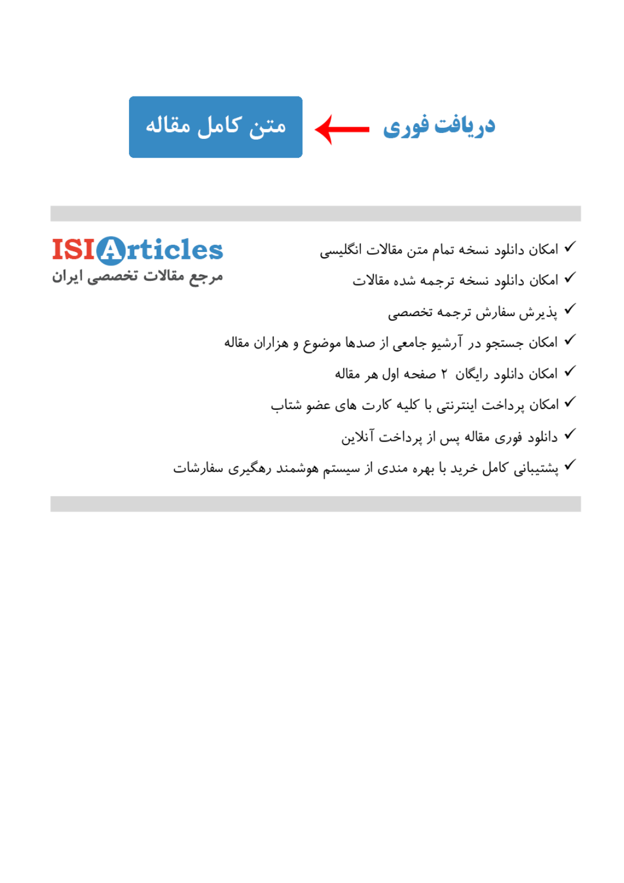دریافت فوری ← متن کامل مقاله

ISIArticles
مرجع مقالات تخصصی ایران

- ✓ امکان دانلود نسخه تمام متن مقالات انگلیسی
- ✓ امکان دانلود نسخه ترجمه شده مقالات
- ✓ پذیرش سفارش ترجمه تخصصی
- ✓ امکان جستجو در آرشیو جامعی از صدها موضوع و هزاران مقاله
- ✓ امکان دانلود رایگان ۲ صفحه اول هر مقاله
- ✓ امکان پرداخت اینترنتی با کلیه کارت های عضو شتاب
- ✓ دانلود فوری مقاله پس از پرداخت آنلاین
- ✓ پشتیبانی کامل خرید با بهره مندی از سیستم هوشمند رهگیری سفارشات